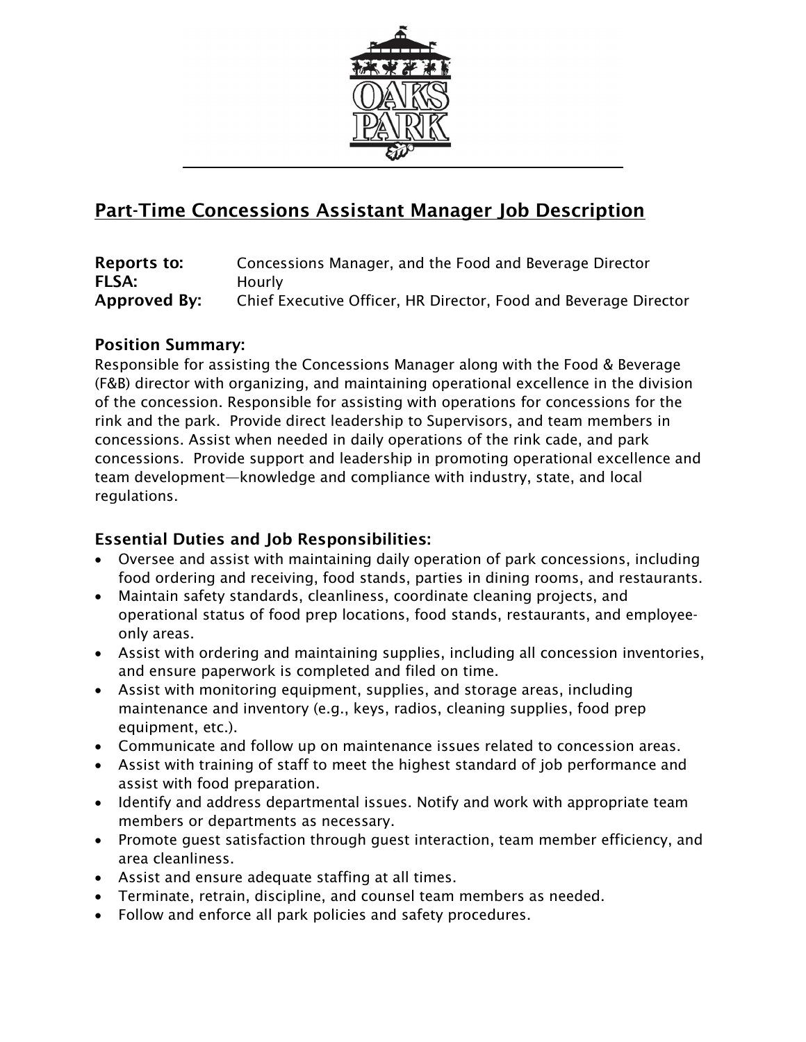# Part-Time Concessions Assistant Manager Job Description

**Reports to:** Concessions Manager, and the Food and Beverage Director
**FLSA:** Hourly
**Approved By:** Chief Executive Officer, HR Director, Food and Beverage Director

## Position Summary:

Responsible for assisting the Concessions Manager along with the Food & Beverage (F&B) director with organizing, and maintaining operational excellence in the division of the concession. Responsible for assisting with operations for concessions for the rink and the park. Provide direct leadership to Supervisors, and team members in concessions. Assist when needed in daily operations of the rink cade, and park concessions. Provide support and leadership in promoting operational excellence and team development—knowledge and compliance with industry, state, and local regulations.

## Essential Duties and Job Responsibilities:

- Oversee and assist with maintaining daily operation of park concessions, including food ordering and receiving, food stands, parties in dining rooms, and restaurants.
- Maintain safety standards, cleanliness, coordinate cleaning projects, and operational status of food prep locations, food stands, restaurants, and employee-only areas.
- Assist with ordering and maintaining supplies, including all concession inventories, and ensure paperwork is completed and filed on time.
- Assist with monitoring equipment, supplies, and storage areas, including maintenance and inventory (e.g., keys, radios, cleaning supplies, food prep equipment, etc.).
- Communicate and follow up on maintenance issues related to concession areas.
- Assist with training of staff to meet the highest standard of job performance and assist with food preparation.
- Identify and address departmental issues. Notify and work with appropriate team members or departments as necessary.
- Promote guest satisfaction through guest interaction, team member efficiency, and area cleanliness.
- Assist and ensure adequate staffing at all times.
- Terminate, retrain, discipline, and counsel team members as needed.
- Follow and enforce all park policies and safety procedures.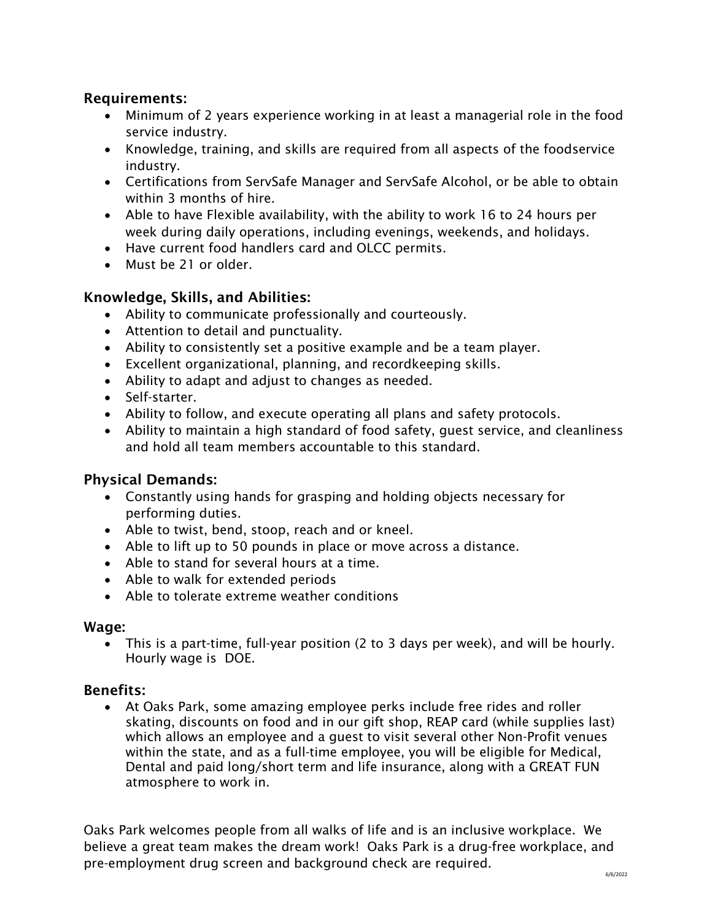## Requirements:

- Minimum of 2 years experience working in at least a managerial role in the food service industry.
- Knowledge, training, and skills are required from all aspects of the foodservice industry.
- Certifications from ServSafe Manager and ServSafe Alcohol, or be able to obtain within 3 months of hire.
- Able to have Flexible availability, with the ability to work 16 to 24 hours per week during daily operations, including evenings, weekends, and holidays.
- Have current food handlers card and OLCC permits.
- Must be 21 or older.

## Knowledge, Skills, and Abilities:

- Ability to communicate professionally and courteously.
- Attention to detail and punctuality.
- Ability to consistently set a positive example and be a team player.
- Excellent organizational, planning, and recordkeeping skills.
- Ability to adapt and adjust to changes as needed.
- Self-starter.
- Ability to follow, and execute operating all plans and safety protocols.
- Ability to maintain a high standard of food safety, guest service, and cleanliness and hold all team members accountable to this standard.

## Physical Demands:

- Constantly using hands for grasping and holding objects necessary for performing duties.
- Able to twist, bend, stoop, reach and or kneel.
- Able to lift up to 50 pounds in place or move across a distance.
- Able to stand for several hours at a time.
- Able to walk for extended periods
- Able to tolerate extreme weather conditions

## Wage:

- This is a part-time, full-year position (2 to 3 days per week), and will be hourly. Hourly wage is DOE.

## Benefits:

- At Oaks Park, some amazing employee perks include free rides and roller skating, discounts on food and in our gift shop, REAP card (while supplies last) which allows an employee and a guest to visit several other Non-Profit venues within the state, and as a full-time employee, you will be eligible for Medical, Dental and paid long/short term and life insurance, along with a GREAT FUN atmosphere to work in.

Oaks Park welcomes people from all walks of life and is an inclusive workplace. We believe a great team makes the dream work! Oaks Park is a drug-free workplace, and pre-employment drug screen and background check are required.

6/6/2022